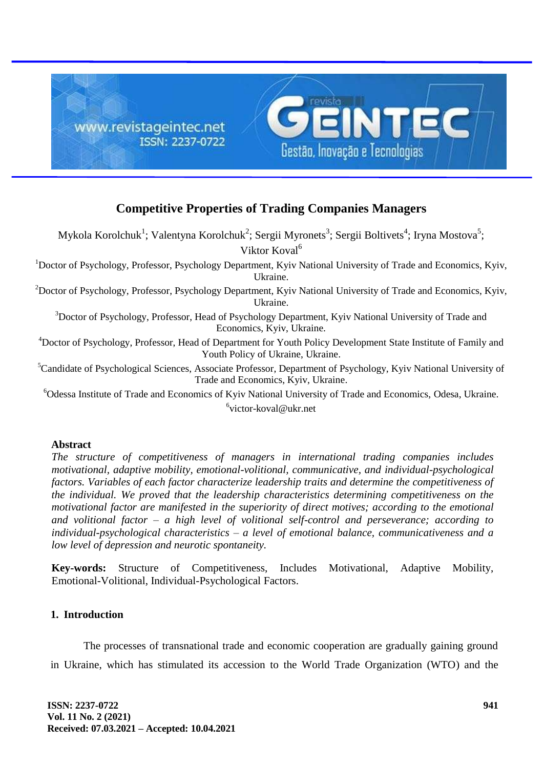# Competitive Properties of Trading Companies Managers

Mykola Korolchuk[1]; Valentyna Korolchuk[2]; Sergii Myronets[3]; Sergii Boltivets[4]; Iryna Mostova[5]; Viktor Koval[6]

[1]Doctor of Psychology, Professor, Psychology Department, Kyiv National University of Trade and Economics, Kyiv, Ukraine.

[2]Doctor of Psychology, Professor, Psychology Department, Kyiv National University of Trade and Economics, Kyiv, Ukraine.

[3]Doctor of Psychology, Professor, Head of Psychology Department, Kyiv National University of Trade and Economics, Kyiv, Ukraine.

[4]Doctor of Psychology, Professor, Head of Department for Youth Policy Development State Institute of Family and Youth Policy of Ukraine, Ukraine.

[5]Candidate of Psychological Sciences, Associate Professor, Department of Psychology, Kyiv National University of Trade and Economics, Kyiv, Ukraine.

[6]Odessa Institute of Trade and Economics of Kyiv National University of Trade and Economics, Odesa, Ukraine.

[6]victor-koval@ukr.net

## Abstract

*The structure of competitiveness of managers in international trading companies includes motivational, adaptive mobility, emotional-volitional, communicative, and individual-psychological factors. Variables of each factor characterize leadership traits and determine the competitiveness of the individual. We proved that the leadership characteristics determining competitiveness on the motivational factor are manifested in the superiority of direct motives; according to the emotional and volitional factor – a high level of volitional self-control and perseverance; according to individual-psychological characteristics – a level of emotional balance, communicativeness and a low level of depression and neurotic spontaneity.*

**Key-words:** Structure of Competitiveness, Includes Motivational, Adaptive Mobility, Emotional-Volitional, Individual-Psychological Factors.

## 1. Introduction

The processes of transnational trade and economic cooperation are gradually gaining ground in Ukraine, which has stimulated its accession to the World Trade Organization (WTO) and the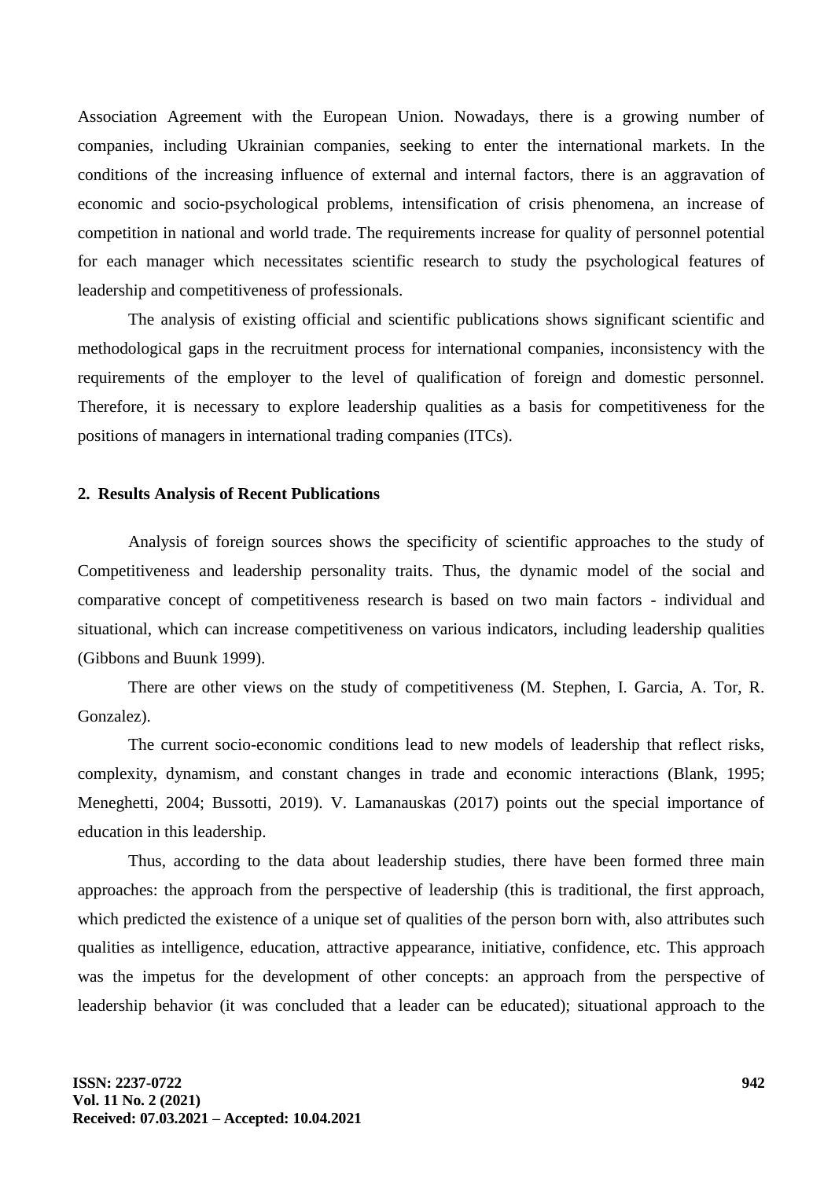Association Agreement with the European Union. Nowadays, there is a growing number of companies, including Ukrainian companies, seeking to enter the international markets. In the conditions of the increasing influence of external and internal factors, there is an aggravation of economic and socio-psychological problems, intensification of crisis phenomena, an increase of competition in national and world trade. The requirements increase for quality of personnel potential for each manager which necessitates scientific research to study the psychological features of leadership and competitiveness of professionals.

The analysis of existing official and scientific publications shows significant scientific and methodological gaps in the recruitment process for international companies, inconsistency with the requirements of the employer to the level of qualification of foreign and domestic personnel. Therefore, it is necessary to explore leadership qualities as a basis for competitiveness for the positions of managers in international trading companies (ITCs).

## 2. Results Analysis of Recent Publications

Analysis of foreign sources shows the specificity of scientific approaches to the study of Competitiveness and leadership personality traits. Thus, the dynamic model of the social and comparative concept of competitiveness research is based on two main factors - individual and situational, which can increase competitiveness on various indicators, including leadership qualities (Gibbons and Buunk 1999).

There are other views on the study of competitiveness (M. Stephen, I. Garcia, A. Tor, R. Gonzalez).

The current socio-economic conditions lead to new models of leadership that reflect risks, complexity, dynamism, and constant changes in trade and economic interactions (Blank, 1995; Meneghetti, 2004; Bussotti, 2019). V. Lamanauskas (2017) points out the special importance of education in this leadership.

Thus, according to the data about leadership studies, there have been formed three main approaches: the approach from the perspective of leadership (this is traditional, the first approach, which predicted the existence of a unique set of qualities of the person born with, also attributes such qualities as intelligence, education, attractive appearance, initiative, confidence, etc. This approach was the impetus for the development of other concepts: an approach from the perspective of leadership behavior (it was concluded that a leader can be educated); situational approach to the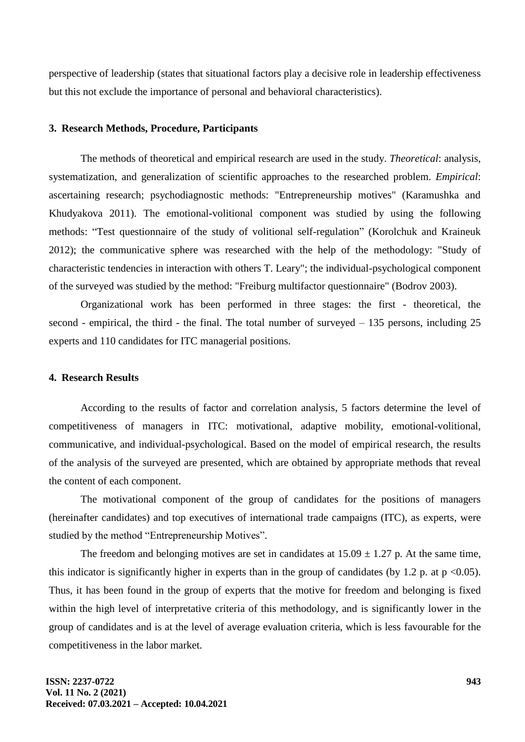perspective of leadership (states that situational factors play a decisive role in leadership effectiveness but this not exclude the importance of personal and behavioral characteristics).

## 3. Research Methods, Procedure, Participants

The methods of theoretical and empirical research are used in the study. *Theoretical*: analysis, systematization, and generalization of scientific approaches to the researched problem. *Empirical*: ascertaining research; psychodiagnostic methods: "Entrepreneurship motives" (Karamushka and Khudyakova 2011). The emotional-volitional component was studied by using the following methods: "Test questionnaire of the study of volitional self-regulation" (Korolchuk and Kraineuk 2012); the communicative sphere was researched with the help of the methodology: "Study of characteristic tendencies in interaction with others T. Leary"; the individual-psychological component of the surveyed was studied by the method: "Freiburg multifactor questionnaire" (Bodrov 2003).

Organizational work has been performed in three stages: the first - theoretical, the second - empirical, the third - the final. The total number of surveyed – 135 persons, including 25 experts and 110 candidates for ITC managerial positions.

## 4. Research Results

According to the results of factor and correlation analysis, 5 factors determine the level of competitiveness of managers in ITC: motivational, adaptive mobility, emotional-volitional, communicative, and individual-psychological. Based on the model of empirical research, the results of the analysis of the surveyed are presented, which are obtained by appropriate methods that reveal the content of each component.

The motivational component of the group of candidates for the positions of managers (hereinafter candidates) and top executives of international trade campaigns (ITC), as experts, were studied by the method "Entrepreneurship Motives".

The freedom and belonging motives are set in candidates at $15.09 \pm 1.27$ p. At the same time, this indicator is significantly higher in experts than in the group of candidates (by 1.2 p. at $p < 0.05$). Thus, it has been found in the group of experts that the motive for freedom and belonging is fixed within the high level of interpretative criteria of this methodology, and is significantly lower in the group of candidates and is at the level of average evaluation criteria, which is less favourable for the competitiveness in the labor market.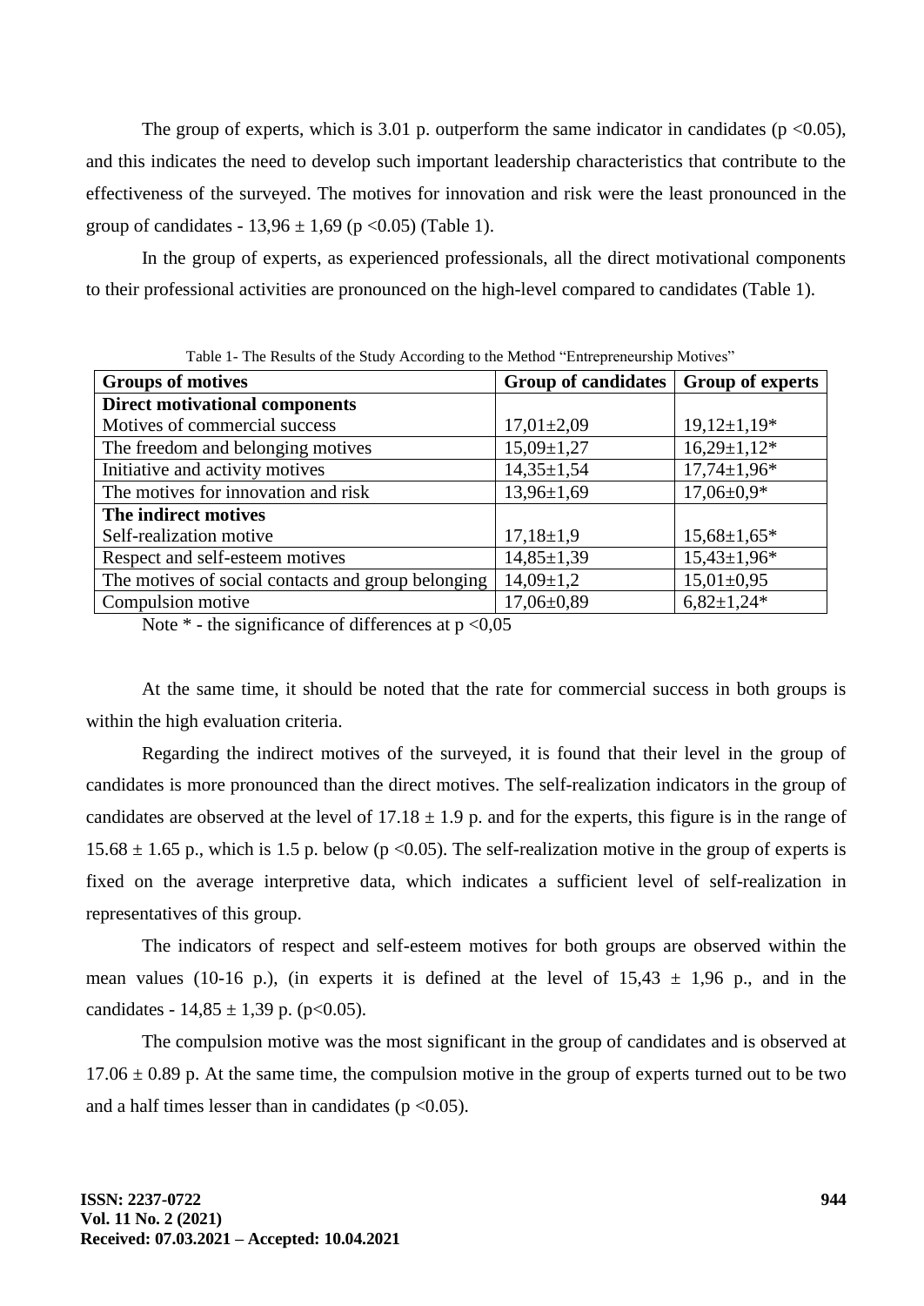The group of experts, which is 3.01 p. outperform the same indicator in candidates ($p < 0.05$), and this indicates the need to develop such important leadership characteristics that contribute to the effectiveness of the surveyed. The motives for innovation and risk were the least pronounced in the group of candidates - 13,96 ± 1,69 ($p < 0.05$) (Table 1).

In the group of experts, as experienced professionals, all the direct motivational components to their professional activities are pronounced on the high-level compared to candidates (Table 1).

Table 1- The Results of the Study According to the Method "Entrepreneurship Motives"

| Groups of motives | Group of candidates | Group of experts |
|---|---|---|
| **Direct motivational components** | | |
| Motives of commercial success | 17,01±2,09 | 19,12±1,19* |
| The freedom and belonging motives | 15,09±1,27 | 16,29±1,12* |
| Initiative and activity motives | 14,35±1,54 | 17,74±1,96* |
| The motives for innovation and risk | 13,96±1,69 | 17,06±0,9* |
| **The indirect motives** | | |
| Self-realization motive | 17,18±1,9 | 15,68±1,65* |
| Respect and self-esteem motives | 14,85±1,39 | 15,43±1,96* |
| The motives of social contacts and group belonging | 14,09±1,2 | 15,01±0,95 |
| Compulsion motive | 17,06±0,89 | 6,82±1,24* |

Note * - the significance of differences at $p < 0,05$

At the same time, it should be noted that the rate for commercial success in both groups is within the high evaluation criteria.

Regarding the indirect motives of the surveyed, it is found that their level in the group of candidates is more pronounced than the direct motives. The self-realization indicators in the group of candidates are observed at the level of 17.18 ± 1.9 p. and for the experts, this figure is in the range of 15.68 ± 1.65 p., which is 1.5 p. below ($p < 0.05$). The self-realization motive in the group of experts is fixed on the average interpretive data, which indicates a sufficient level of self-realization in representatives of this group.

The indicators of respect and self-esteem motives for both groups are observed within the mean values (10-16 p.), (in experts it is defined at the level of 15,43 ± 1,96 p., and in the candidates - 14,85 ± 1,39 p. ($p < 0.05$).

The compulsion motive was the most significant in the group of candidates and is observed at 17.06 ± 0.89 p. At the same time, the compulsion motive in the group of experts turned out to be two and a half times lesser than in candidates ($p < 0.05$).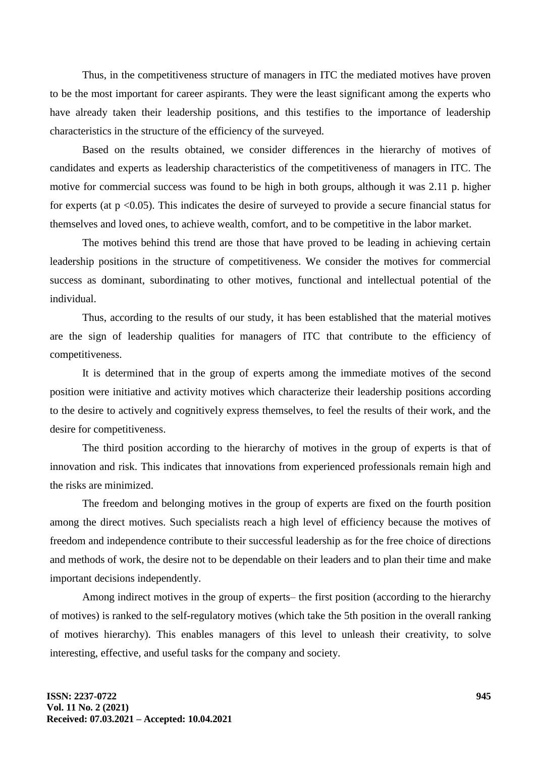Thus, in the competitiveness structure of managers in ITC the mediated motives have proven to be the most important for career aspirants. They were the least significant among the experts who have already taken their leadership positions, and this testifies to the importance of leadership characteristics in the structure of the efficiency of the surveyed.

Based on the results obtained, we consider differences in the hierarchy of motives of candidates and experts as leadership characteristics of the competitiveness of managers in ITC. The motive for commercial success was found to be high in both groups, although it was 2.11 p. higher for experts (at $p < 0.05$). This indicates the desire of surveyed to provide a secure financial status for themselves and loved ones, to achieve wealth, comfort, and to be competitive in the labor market.

The motives behind this trend are those that have proved to be leading in achieving certain leadership positions in the structure of competitiveness. We consider the motives for commercial success as dominant, subordinating to other motives, functional and intellectual potential of the individual.

Thus, according to the results of our study, it has been established that the material motives are the sign of leadership qualities for managers of ITC that contribute to the efficiency of competitiveness.

It is determined that in the group of experts among the immediate motives of the second position were initiative and activity motives which characterize their leadership positions according to the desire to actively and cognitively express themselves, to feel the results of their work, and the desire for competitiveness.

The third position according to the hierarchy of motives in the group of experts is that of innovation and risk. This indicates that innovations from experienced professionals remain high and the risks are minimized.

The freedom and belonging motives in the group of experts are fixed on the fourth position among the direct motives. Such specialists reach a high level of efficiency because the motives of freedom and independence contribute to their successful leadership as for the free choice of directions and methods of work, the desire not to be dependable on their leaders and to plan their time and make important decisions independently.

Among indirect motives in the group of experts– the first position (according to the hierarchy of motives) is ranked to the self-regulatory motives (which take the 5th position in the overall ranking of motives hierarchy). This enables managers of this level to unleash their creativity, to solve interesting, effective, and useful tasks for the company and society.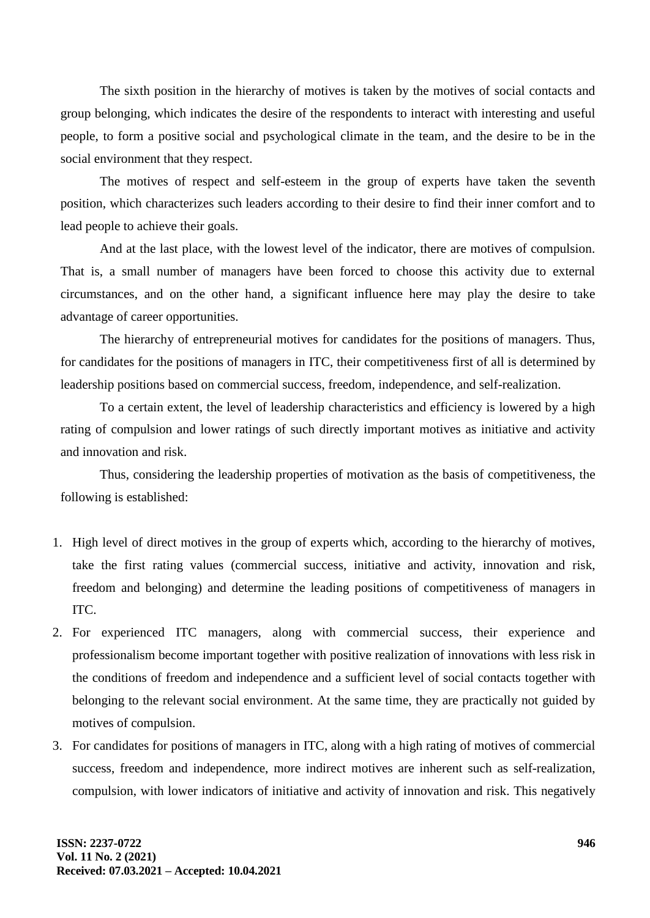The sixth position in the hierarchy of motives is taken by the motives of social contacts and group belonging, which indicates the desire of the respondents to interact with interesting and useful people, to form a positive social and psychological climate in the team, and the desire to be in the social environment that they respect.

The motives of respect and self-esteem in the group of experts have taken the seventh position, which characterizes such leaders according to their desire to find their inner comfort and to lead people to achieve their goals.

And at the last place, with the lowest level of the indicator, there are motives of compulsion. That is, a small number of managers have been forced to choose this activity due to external circumstances, and on the other hand, a significant influence here may play the desire to take advantage of career opportunities.

The hierarchy of entrepreneurial motives for candidates for the positions of managers. Thus, for candidates for the positions of managers in ITC, their competitiveness first of all is determined by leadership positions based on commercial success, freedom, independence, and self-realization.

To a certain extent, the level of leadership characteristics and efficiency is lowered by a high rating of compulsion and lower ratings of such directly important motives as initiative and activity and innovation and risk.

Thus, considering the leadership properties of motivation as the basis of competitiveness, the following is established:

1. High level of direct motives in the group of experts which, according to the hierarchy of motives, take the first rating values (commercial success, initiative and activity, innovation and risk, freedom and belonging) and determine the leading positions of competitiveness of managers in ITC.
2. For experienced ITC managers, along with commercial success, their experience and professionalism become important together with positive realization of innovations with less risk in the conditions of freedom and independence and a sufficient level of social contacts together with belonging to the relevant social environment. At the same time, they are practically not guided by motives of compulsion.
3. For candidates for positions of managers in ITC, along with a high rating of motives of commercial success, freedom and independence, more indirect motives are inherent such as self-realization, compulsion, with lower indicators of initiative and activity of innovation and risk. This negatively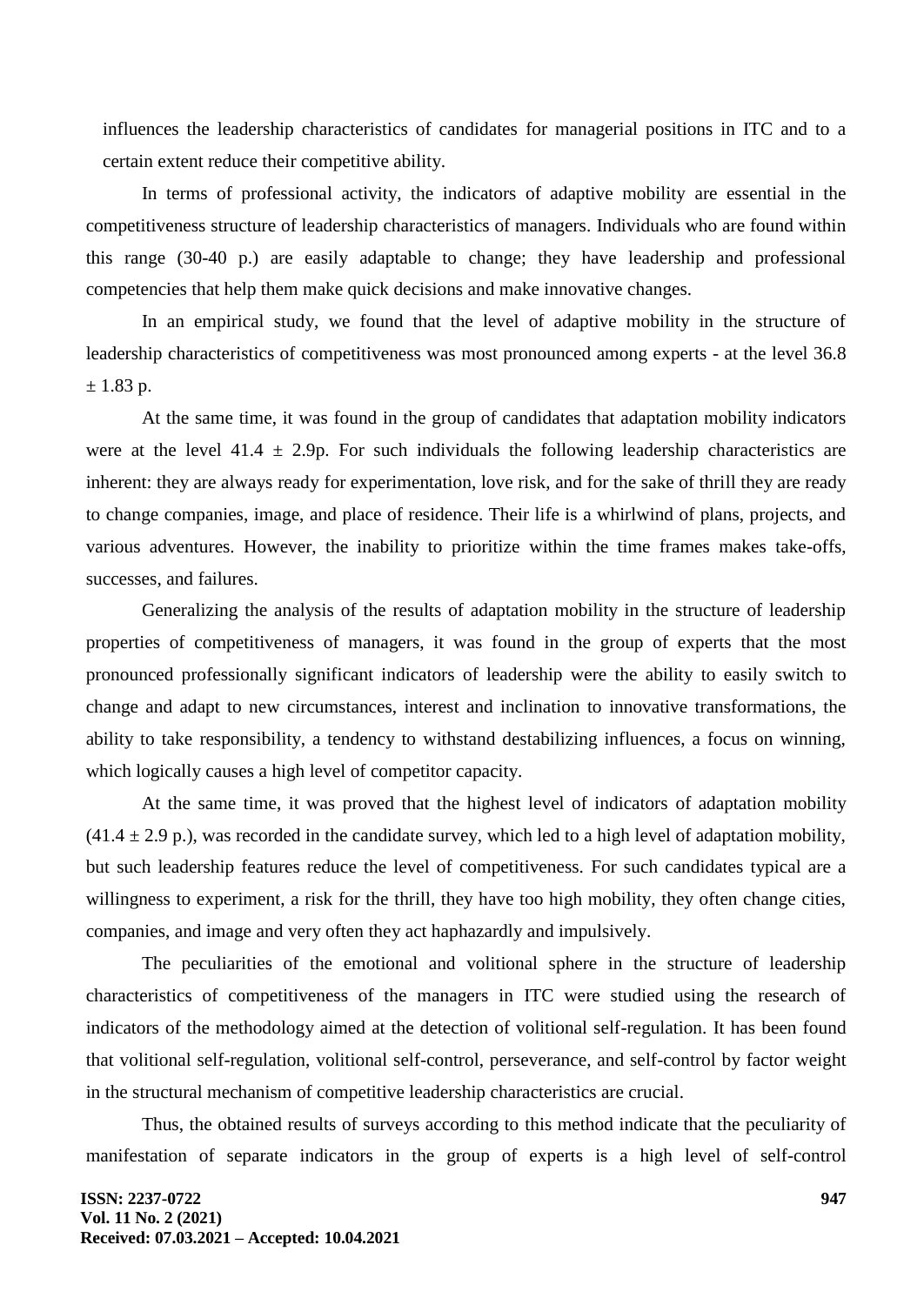influences the leadership characteristics of candidates for managerial positions in ITC and to a certain extent reduce their competitive ability.

In terms of professional activity, the indicators of adaptive mobility are essential in the competitiveness structure of leadership characteristics of managers. Individuals who are found within this range (30-40 p.) are easily adaptable to change; they have leadership and professional competencies that help them make quick decisions and make innovative changes.

In an empirical study, we found that the level of adaptive mobility in the structure of leadership characteristics of competitiveness was most pronounced among experts - at the level 36.8 ± 1.83 p.

At the same time, it was found in the group of candidates that adaptation mobility indicators were at the level 41.4 ± 2.9p. For such individuals the following leadership characteristics are inherent: they are always ready for experimentation, love risk, and for the sake of thrill they are ready to change companies, image, and place of residence. Their life is a whirlwind of plans, projects, and various adventures. However, the inability to prioritize within the time frames makes take-offs, successes, and failures.

Generalizing the analysis of the results of adaptation mobility in the structure of leadership properties of competitiveness of managers, it was found in the group of experts that the most pronounced professionally significant indicators of leadership were the ability to easily switch to change and adapt to new circumstances, interest and inclination to innovative transformations, the ability to take responsibility, a tendency to withstand destabilizing influences, a focus on winning, which logically causes a high level of competitor capacity.

At the same time, it was proved that the highest level of indicators of adaptation mobility (41.4 ± 2.9 p.), was recorded in the candidate survey, which led to a high level of adaptation mobility, but such leadership features reduce the level of competitiveness. For such candidates typical are a willingness to experiment, a risk for the thrill, they have too high mobility, they often change cities, companies, and image and very often they act haphazardly and impulsively.

The peculiarities of the emotional and volitional sphere in the structure of leadership characteristics of competitiveness of the managers in ITC were studied using the research of indicators of the methodology aimed at the detection of volitional self-regulation. It has been found that volitional self-regulation, volitional self-control, perseverance, and self-control by factor weight in the structural mechanism of competitive leadership characteristics are crucial.

Thus, the obtained results of surveys according to this method indicate that the peculiarity of manifestation of separate indicators in the group of experts is a high level of self-control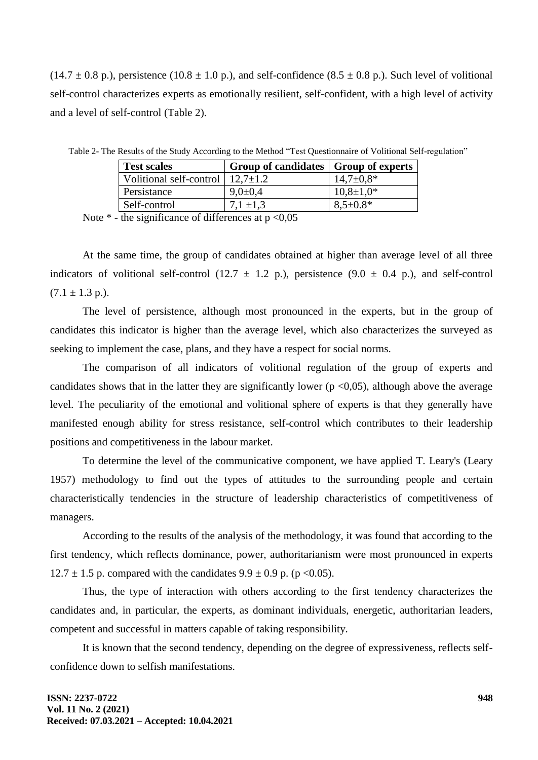(14.7 ± 0.8 p.), persistence (10.8 ± 1.0 p.), and self-confidence (8.5 ± 0.8 p.). Such level of volitional self-control characterizes experts as emotionally resilient, self-confident, with a high level of activity and a level of self-control (Table 2).

Table 2- The Results of the Study According to the Method "Test Questionnaire of Volitional Self-regulation"

| **Test scales** | **Group of candidates** | **Group of experts** |
|---|---|---|
| Volitional self-control | 12,7±1.2 | 14,7±0,8* |
| Persistance | 9,0±0,4 | 10,8±1,0* |
| Self-control | 7,1 ±1,3 | 8,5±0.8* |

Note * - the significance of differences at $p < 0{,}05$

At the same time, the group of candidates obtained at higher than average level of all three indicators of volitional self-control (12.7 ± 1.2 p.), persistence (9.0 ± 0.4 p.), and self-control (7.1 ± 1.3 p.).

The level of persistence, although most pronounced in the experts, but in the group of candidates this indicator is higher than the average level, which also characterizes the surveyed as seeking to implement the case, plans, and they have a respect for social norms.

The comparison of all indicators of volitional regulation of the group of experts and candidates shows that in the latter they are significantly lower ($p < 0{,}05$), although above the average level. The peculiarity of the emotional and volitional sphere of experts is that they generally have manifested enough ability for stress resistance, self-control which contributes to their leadership positions and competitiveness in the labour market.

To determine the level of the communicative component, we have applied T. Leary's (Leary 1957) methodology to find out the types of attitudes to the surrounding people and certain characteristically tendencies in the structure of leadership characteristics of competitiveness of managers.

According to the results of the analysis of the methodology, it was found that according to the first tendency, which reflects dominance, power, authoritarianism were most pronounced in experts 12.7 ± 1.5 p. compared with the candidates 9.9 ± 0.9 p. ($p < 0.05$).

Thus, the type of interaction with others according to the first tendency characterizes the candidates and, in particular, the experts, as dominant individuals, energetic, authoritarian leaders, competent and successful in matters capable of taking responsibility.

It is known that the second tendency, depending on the degree of expressiveness, reflects self-confidence down to selfish manifestations.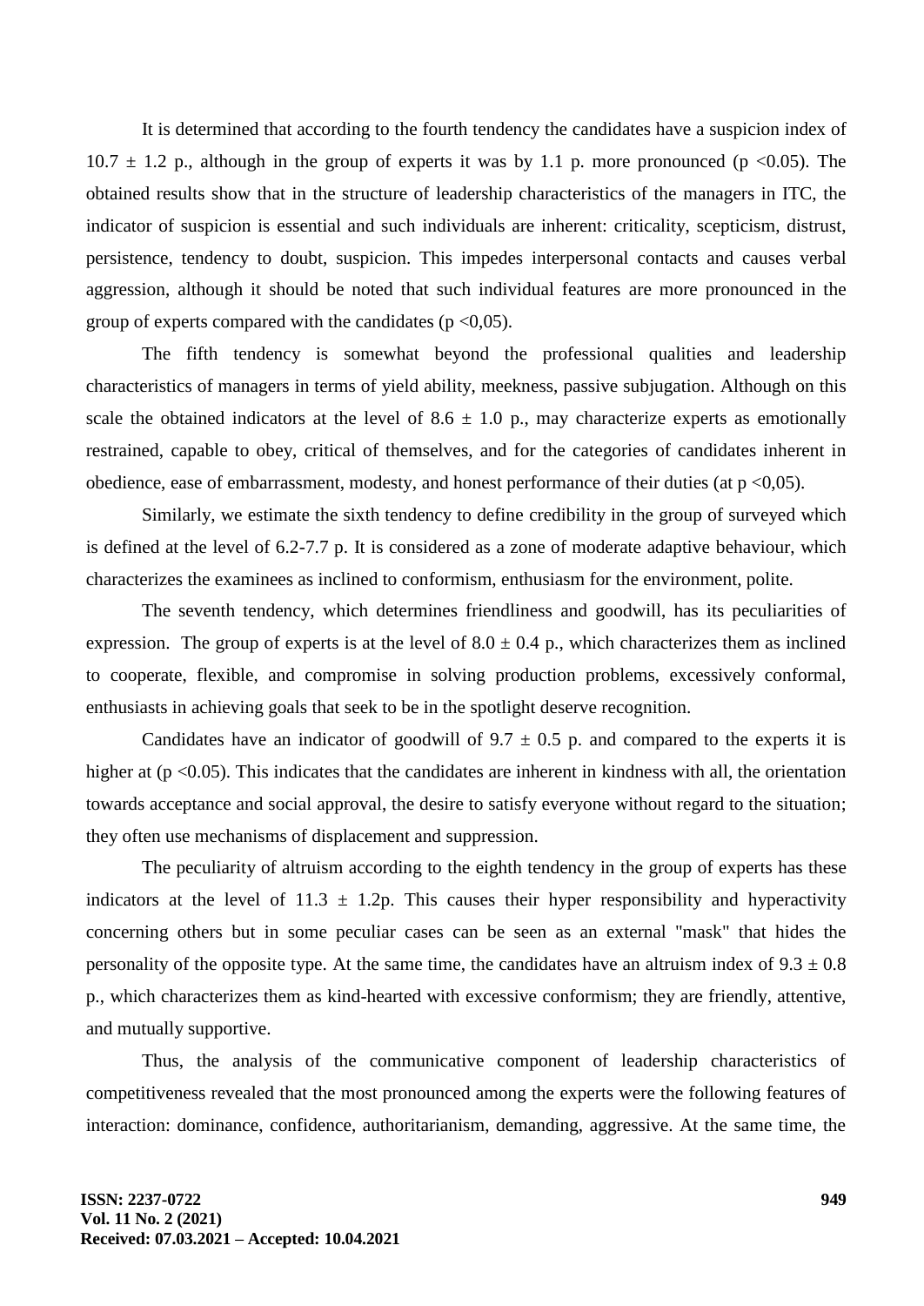It is determined that according to the fourth tendency the candidates have a suspicion index of $10.7 \pm 1.2$ p., although in the group of experts it was by 1.1 p. more pronounced ($p < 0.05$). The obtained results show that in the structure of leadership characteristics of the managers in ITC, the indicator of suspicion is essential and such individuals are inherent: criticality, scepticism, distrust, persistence, tendency to doubt, suspicion. This impedes interpersonal contacts and causes verbal aggression, although it should be noted that such individual features are more pronounced in the group of experts compared with the candidates ($p < 0{,}05$).

The fifth tendency is somewhat beyond the professional qualities and leadership characteristics of managers in terms of yield ability, meekness, passive subjugation. Although on this scale the obtained indicators at the level of $8.6 \pm 1.0$ p., may characterize experts as emotionally restrained, capable to obey, critical of themselves, and for the categories of candidates inherent in obedience, ease of embarrassment, modesty, and honest performance of their duties (at $p < 0{,}05$).

Similarly, we estimate the sixth tendency to define credibility in the group of surveyed which is defined at the level of 6.2-7.7 p. It is considered as a zone of moderate adaptive behaviour, which characterizes the examinees as inclined to conformism, enthusiasm for the environment, polite.

The seventh tendency, which determines friendliness and goodwill, has its peculiarities of expression. The group of experts is at the level of $8.0 \pm 0.4$ p., which characterizes them as inclined to cooperate, flexible, and compromise in solving production problems, excessively conformal, enthusiasts in achieving goals that seek to be in the spotlight deserve recognition.

Candidates have an indicator of goodwill of $9.7 \pm 0.5$ p. and compared to the experts it is higher at ($p < 0.05$). This indicates that the candidates are inherent in kindness with all, the orientation towards acceptance and social approval, the desire to satisfy everyone without regard to the situation; they often use mechanisms of displacement and suppression.

The peculiarity of altruism according to the eighth tendency in the group of experts has these indicators at the level of $11.3 \pm 1.2$p. This causes their hyper responsibility and hyperactivity concerning others but in some peculiar cases can be seen as an external "mask" that hides the personality of the opposite type. At the same time, the candidates have an altruism index of $9.3 \pm 0.8$ p., which characterizes them as kind-hearted with excessive conformism; they are friendly, attentive, and mutually supportive.

Thus, the analysis of the communicative component of leadership characteristics of competitiveness revealed that the most pronounced among the experts were the following features of interaction: dominance, confidence, authoritarianism, demanding, aggressive. At the same time, the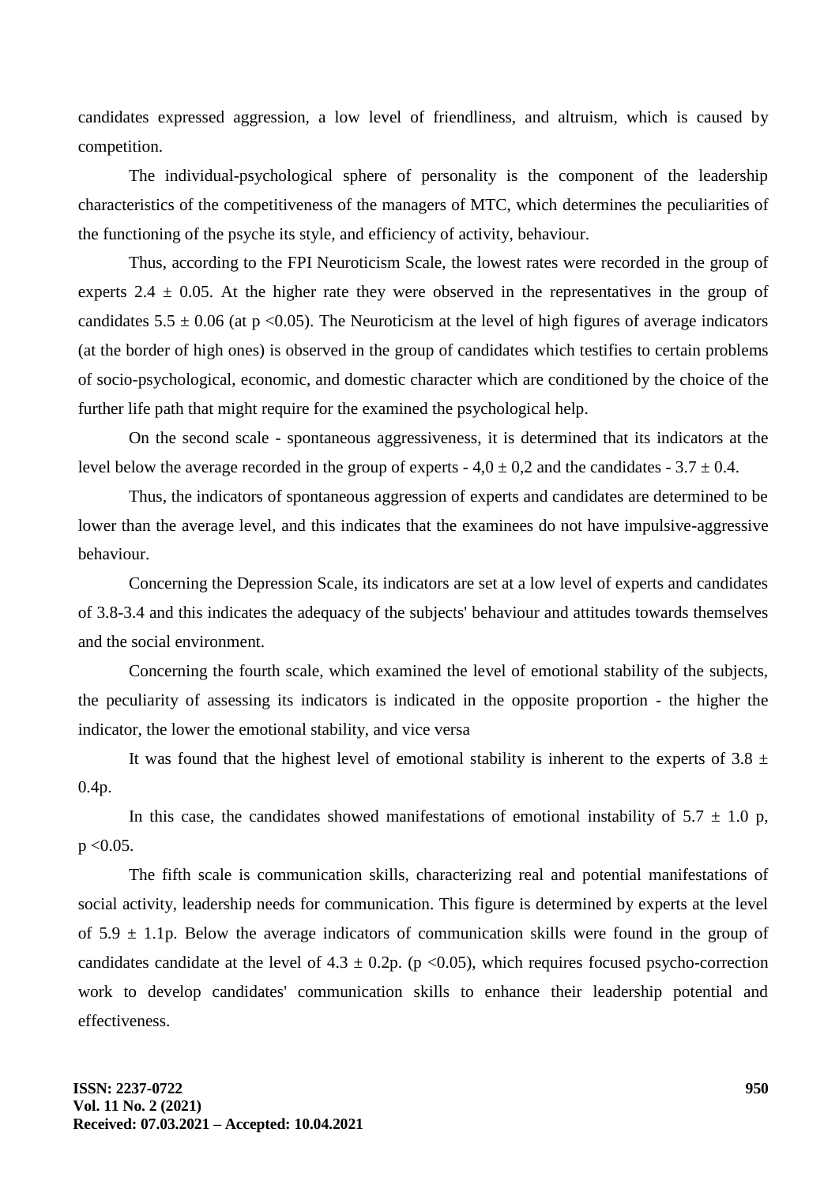candidates expressed aggression, a low level of friendliness, and altruism, which is caused by competition.

The individual-psychological sphere of personality is the component of the leadership characteristics of the competitiveness of the managers of MTC, which determines the peculiarities of the functioning of the psyche its style, and efficiency of activity, behaviour.

Thus, according to the FPI Neuroticism Scale, the lowest rates were recorded in the group of experts $2.4 \pm 0.05$. At the higher rate they were observed in the representatives in the group of candidates $5.5 \pm 0.06$ (at $p < 0.05$). The Neuroticism at the level of high figures of average indicators (at the border of high ones) is observed in the group of candidates which testifies to certain problems of socio-psychological, economic, and domestic character which are conditioned by the choice of the further life path that might require for the examined the psychological help.

On the second scale - spontaneous aggressiveness, it is determined that its indicators at the level below the average recorded in the group of experts - $4{,}0 \pm 0{,}2$ and the candidates - $3.7 \pm 0.4$.

Thus, the indicators of spontaneous aggression of experts and candidates are determined to be lower than the average level, and this indicates that the examinees do not have impulsive-aggressive behaviour.

Concerning the Depression Scale, its indicators are set at a low level of experts and candidates of 3.8-3.4 and this indicates the adequacy of the subjects' behaviour and attitudes towards themselves and the social environment.

Concerning the fourth scale, which examined the level of emotional stability of the subjects, the peculiarity of assessing its indicators is indicated in the opposite proportion - the higher the indicator, the lower the emotional stability, and vice versa

It was found that the highest level of emotional stability is inherent to the experts of $3.8 \pm 0.4$p.

In this case, the candidates showed manifestations of emotional instability of $5.7 \pm 1.0$ p, $p < 0.05$.

The fifth scale is communication skills, characterizing real and potential manifestations of social activity, leadership needs for communication. This figure is determined by experts at the level of $5.9 \pm 1.1$p. Below the average indicators of communication skills were found in the group of candidates candidate at the level of $4.3 \pm 0.2$p. ($p < 0.05$), which requires focused psycho-correction work to develop candidates' communication skills to enhance their leadership potential and effectiveness.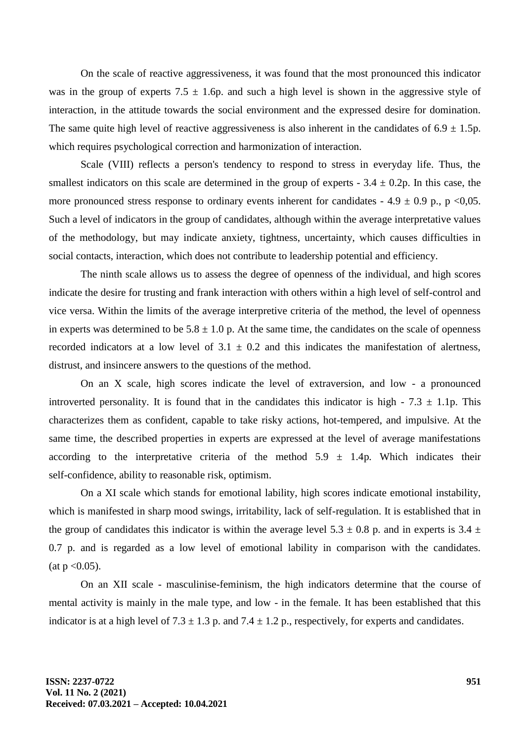On the scale of reactive aggressiveness, it was found that the most pronounced this indicator was in the group of experts $7.5 \pm 1.6$p. and such a high level is shown in the aggressive style of interaction, in the attitude towards the social environment and the expressed desire for domination. The same quite high level of reactive aggressiveness is also inherent in the candidates of $6.9 \pm 1.5$p. which requires psychological correction and harmonization of interaction.

Scale (VIII) reflects a person's tendency to respond to stress in everyday life. Thus, the smallest indicators on this scale are determined in the group of experts - $3.4 \pm 0.2$p. In this case, the more pronounced stress response to ordinary events inherent for candidates - $4.9 \pm 0.9$ p., $p < 0{,}05$. Such a level of indicators in the group of candidates, although within the average interpretative values of the methodology, but may indicate anxiety, tightness, uncertainty, which causes difficulties in social contacts, interaction, which does not contribute to leadership potential and efficiency.

The ninth scale allows us to assess the degree of openness of the individual, and high scores indicate the desire for trusting and frank interaction with others within a high level of self-control and vice versa. Within the limits of the average interpretive criteria of the method, the level of openness in experts was determined to be $5.8 \pm 1.0$ p. At the same time, the candidates on the scale of openness recorded indicators at a low level of $3.1 \pm 0.2$ and this indicates the manifestation of alertness, distrust, and insincere answers to the questions of the method.

On an X scale, high scores indicate the level of extraversion, and low - a pronounced introverted personality. It is found that in the candidates this indicator is high - $7.3 \pm 1.1$p. This characterizes them as confident, capable to take risky actions, hot-tempered, and impulsive. At the same time, the described properties in experts are expressed at the level of average manifestations according to the interpretative criteria of the method $5.9 \pm 1.4$p. Which indicates their self-confidence, ability to reasonable risk, optimism.

On a XI scale which stands for emotional lability, high scores indicate emotional instability, which is manifested in sharp mood swings, irritability, lack of self-regulation. It is established that in the group of candidates this indicator is within the average level $5.3 \pm 0.8$ p. and in experts is $3.4 \pm 0.7$ p. and is regarded as a low level of emotional lability in comparison with the candidates. (at $p < 0.05$).

On an XII scale - masculinise-feminism, the high indicators determine that the course of mental activity is mainly in the male type, and low - in the female. It has been established that this indicator is at a high level of $7.3 \pm 1.3$ p. and $7.4 \pm 1.2$ p., respectively, for experts and candidates.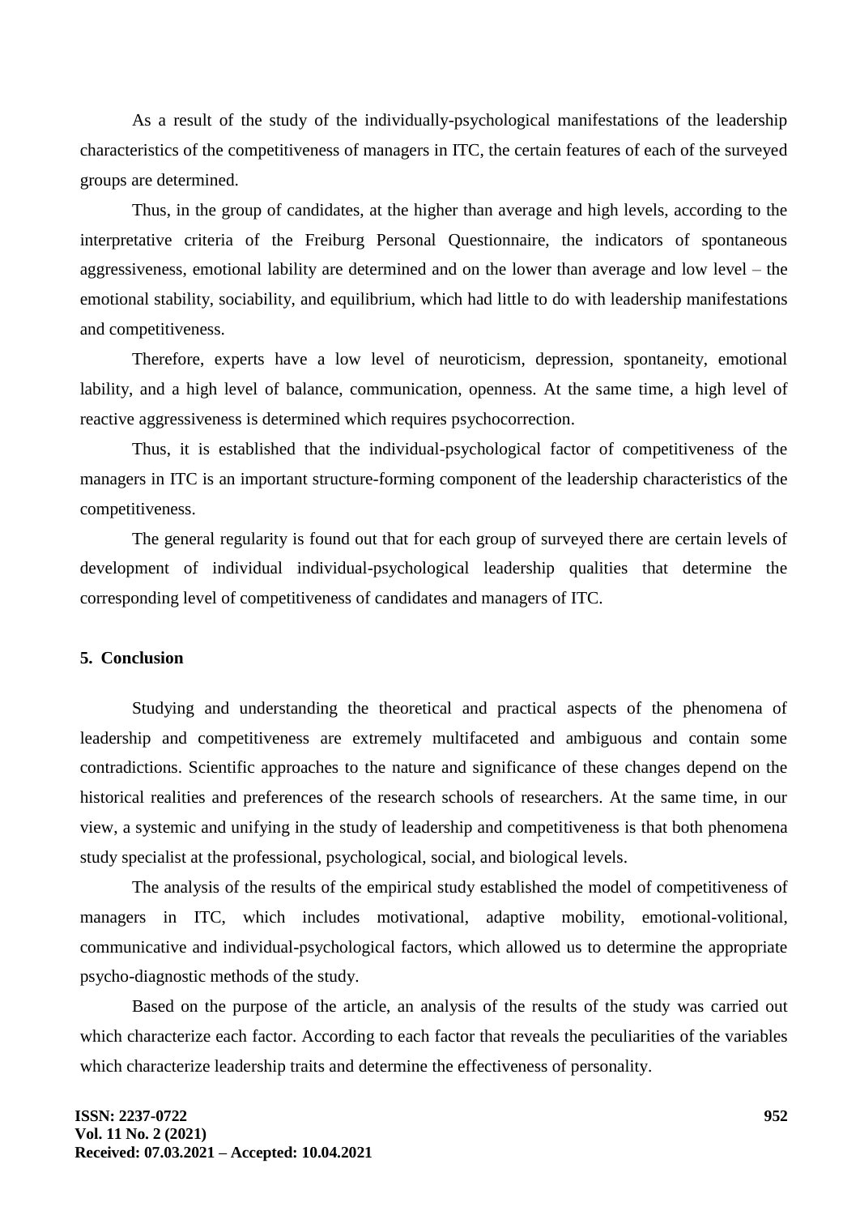As a result of the study of the individually-psychological manifestations of the leadership characteristics of the competitiveness of managers in ITC, the certain features of each of the surveyed groups are determined.

Thus, in the group of candidates, at the higher than average and high levels, according to the interpretative criteria of the Freiburg Personal Questionnaire, the indicators of spontaneous aggressiveness, emotional lability are determined and on the lower than average and low level – the emotional stability, sociability, and equilibrium, which had little to do with leadership manifestations and competitiveness.

Therefore, experts have a low level of neuroticism, depression, spontaneity, emotional lability, and a high level of balance, communication, openness. At the same time, a high level of reactive aggressiveness is determined which requires psychocorrection.

Thus, it is established that the individual-psychological factor of competitiveness of the managers in ITC is an important structure-forming component of the leadership characteristics of the competitiveness.

The general regularity is found out that for each group of surveyed there are certain levels of development of individual individual-psychological leadership qualities that determine the corresponding level of competitiveness of candidates and managers of ITC.

## 5. Conclusion

Studying and understanding the theoretical and practical aspects of the phenomena of leadership and competitiveness are extremely multifaceted and ambiguous and contain some contradictions. Scientific approaches to the nature and significance of these changes depend on the historical realities and preferences of the research schools of researchers. At the same time, in our view, a systemic and unifying in the study of leadership and competitiveness is that both phenomena study specialist at the professional, psychological, social, and biological levels.

The analysis of the results of the empirical study established the model of competitiveness of managers in ITC, which includes motivational, adaptive mobility, emotional-volitional, communicative and individual-psychological factors, which allowed us to determine the appropriate psycho-diagnostic methods of the study.

Based on the purpose of the article, an analysis of the results of the study was carried out which characterize each factor. According to each factor that reveals the peculiarities of the variables which characterize leadership traits and determine the effectiveness of personality.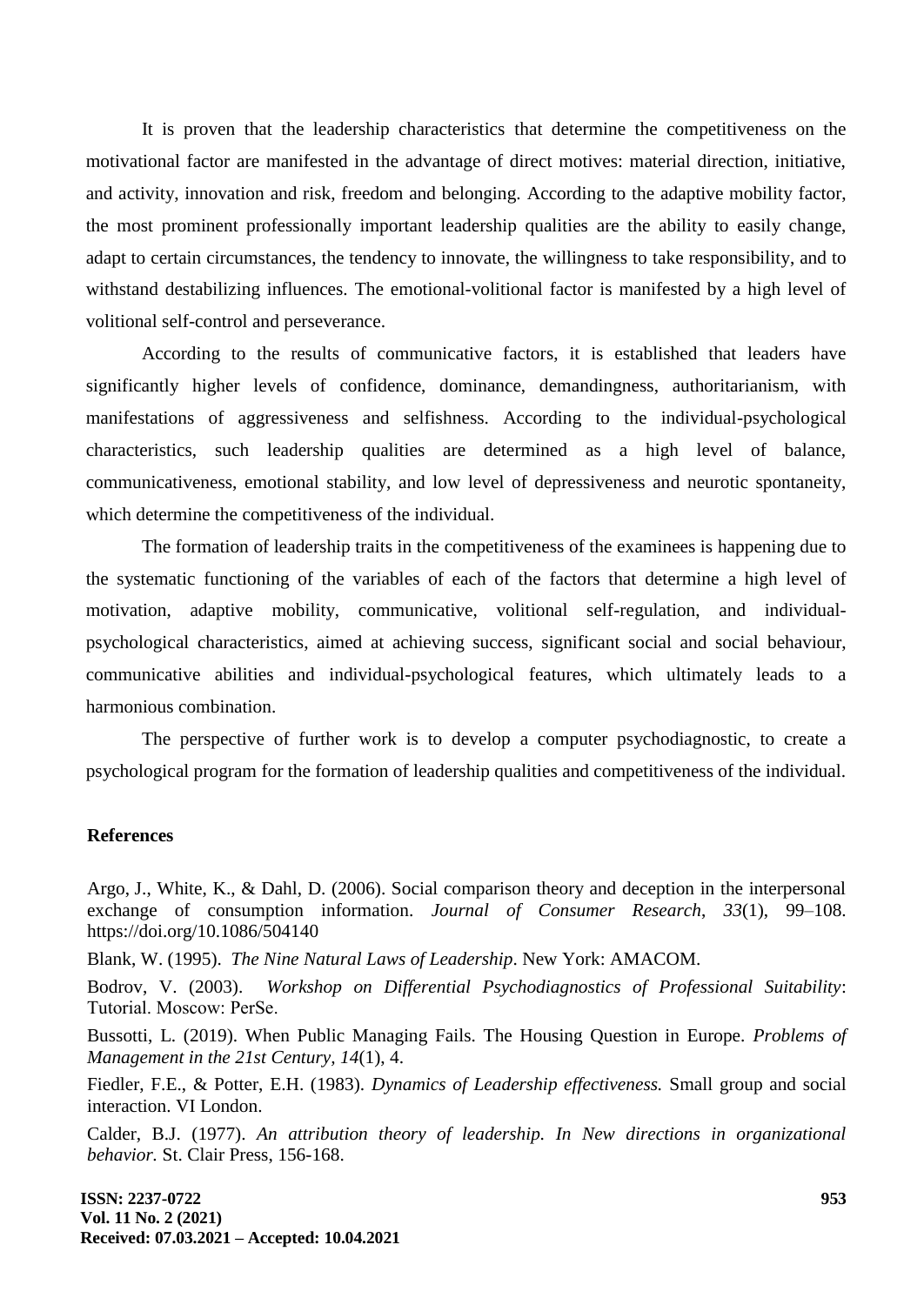It is proven that the leadership characteristics that determine the competitiveness on the motivational factor are manifested in the advantage of direct motives: material direction, initiative, and activity, innovation and risk, freedom and belonging. According to the adaptive mobility factor, the most prominent professionally important leadership qualities are the ability to easily change, adapt to certain circumstances, the tendency to innovate, the willingness to take responsibility, and to withstand destabilizing influences. The emotional-volitional factor is manifested by a high level of volitional self-control and perseverance.

According to the results of communicative factors, it is established that leaders have significantly higher levels of confidence, dominance, demandingness, authoritarianism, with manifestations of aggressiveness and selfishness. According to the individual-psychological characteristics, such leadership qualities are determined as a high level of balance, communicativeness, emotional stability, and low level of depressiveness and neurotic spontaneity, which determine the competitiveness of the individual.

The formation of leadership traits in the competitiveness of the examinees is happening due to the systematic functioning of the variables of each of the factors that determine a high level of motivation, adaptive mobility, communicative, volitional self-regulation, and individual-psychological characteristics, aimed at achieving success, significant social and social behaviour, communicative abilities and individual-psychological features, which ultimately leads to a harmonious combination.

The perspective of further work is to develop a computer psychodiagnostic, to create a psychological program for the formation of leadership qualities and competitiveness of the individual.

## References

Argo, J., White, K., & Dahl, D. (2006). Social comparison theory and deception in the interpersonal exchange of consumption information. *Journal of Consumer Research*, *33*(1), 99–108. https://doi.org/10.1086/504140

Blank, W. (1995). *The Nine Natural Laws of Leadership*. New York: AMACOM.

Bodrov, V. (2003). *Workshop on Differential Psychodiagnostics of Professional Suitability*: Tutorial. Moscow: PerSe.

Bussotti, L. (2019). When Public Managing Fails. The Housing Question in Europe. *Problems of Management in the 21st Century, 14*(1), 4.

Fiedler, F.E., & Potter, E.H. (1983). *Dynamics of Leadership effectiveness.* Small group and social interaction. VI London.

Calder, B.J. (1977). *An attribution theory of leadership. In New directions in organizational behavior.* St. Clair Press, 156-168.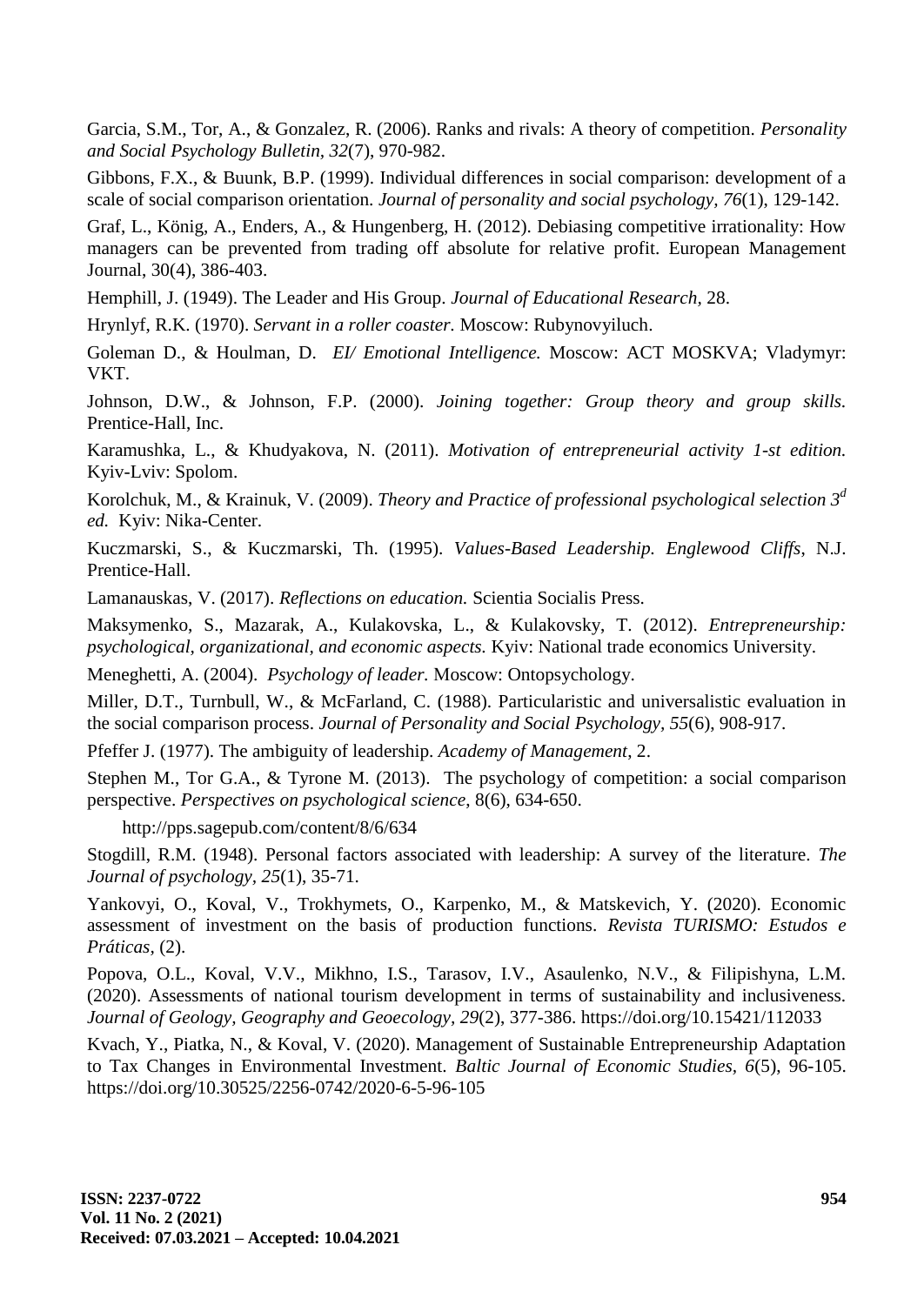Garcia, S.M., Tor, A., & Gonzalez, R. (2006). Ranks and rivals: A theory of competition. *Personality and Social Psychology Bulletin*, *32*(7), 970-982.

Gibbons, F.X., & Buunk, B.P. (1999). Individual differences in social comparison: development of a scale of social comparison orientation. *Journal of personality and social psychology*, *76*(1), 129-142.

Graf, L., König, A., Enders, A., & Hungenberg, H. (2012). Debiasing competitive irrationality: How managers can be prevented from trading off absolute for relative profit. European Management Journal, 30(4), 386-403.

Hemphill, J. (1949). The Leader and His Group. *Journal of Educational Research*, 28.

Hrynlyf, R.K. (1970). *Servant in a roller coaster.* Moscow: Rubynovyiluch.

Goleman D., & Houlman, D. *EI/ Emotional Intelligence.* Moscow: ACT MOSKVA; Vladymyr: VKT.

Johnson, D.W., & Johnson, F.P. (2000). *Joining together: Group theory and group skills.* Prentice-Hall, Inc.

Karamushka, L., & Khudyakova, N. (2011). *Motivation of entrepreneurial activity 1-st edition.* Kyiv-Lviv: Spolom.

Korolchuk, M., & Krainuk, V. (2009). *Theory and Practice of professional psychological selection 3^d ed.* Kyiv: Nika-Center.

Kuczmarski, S., & Kuczmarski, Th. (1995). *Values-Based Leadership. Englewood Cliffs*, N.J. Prentice-Hall.

Lamanauskas, V. (2017). *Reflections on education.* Scientia Socialis Press.

Maksymenko, S., Mazarak, A., Kulakovska, L., & Kulakovsky, T. (2012). *Entrepreneurship: psychological, organizational, and economic aspects.* Kyiv: National trade economics University.

Meneghetti, A. (2004). *Psychology of leader.* Moscow: Ontopsychology.

Miller, D.T., Turnbull, W., & McFarland, C. (1988). Particularistic and universalistic evaluation in the social comparison process. *Journal of Personality and Social Psychology*, *55*(6), 908-917.

Pfeffer J. (1977). The ambiguity of leadership. *Academy of Management*, 2.

Stephen M., Tor G.A., & Tyrone M. (2013). The psychology of competition: a social comparison perspective. *Perspectives on psychological science*, 8(6), 634-650.

http://pps.sagepub.com/content/8/6/634

Stogdill, R.M. (1948). Personal factors associated with leadership: A survey of the literature. *The Journal of psychology*, *25*(1), 35-71.

Yankovyi, O., Koval, V., Trokhymets, O., Karpenko, M., & Matskevich, Y. (2020). Economic assessment of investment on the basis of production functions. *Revista TURISMO: Estudos e Práticas*, (2).

Popova, O.L., Koval, V.V., Mikhno, I.S., Tarasov, I.V., Asaulenko, N.V., & Filipishyna, L.M. (2020). Assessments of national tourism development in terms of sustainability and inclusiveness. *Journal of Geology, Geography and Geoecology*, *29*(2), 377-386. https://doi.org/10.15421/112033

Kvach, Y., Piatka, N., & Koval, V. (2020). Management of Sustainable Entrepreneurship Adaptation to Tax Changes in Environmental Investment. *Baltic Journal of Economic Studies*, *6*(5), 96-105. https://doi.org/10.30525/2256-0742/2020-6-5-96-105